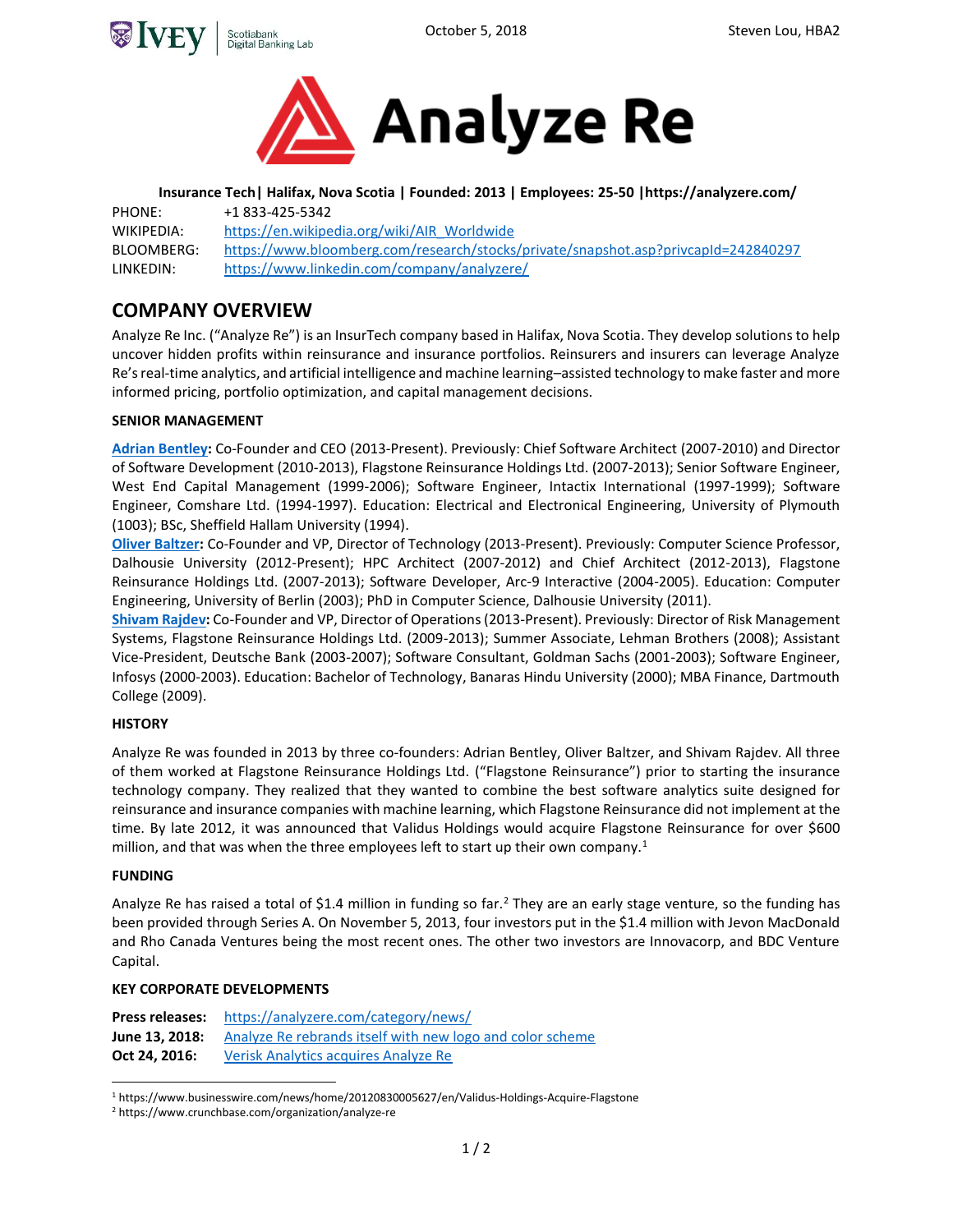# Analyze Re

**Insurance Tech | Halifax, Nova Scotia | Founded: 2013 | Employees: 25-50 | https://analyzere.com/**

PHONE: +1 833-425-5342
WIKIPEDIA: https://en.wikipedia.org/wiki/AIR_Worldwide
BLOOMBERG: https://www.bloomberg.com/research/stocks/private/snapshot.asp?privcapId=242840297
LINKEDIN: https://www.linkedin.com/company/analyzere/

## COMPANY OVERVIEW

Analyze Re Inc. ("Analyze Re") is an InsurTech company based in Halifax, Nova Scotia. They develop solutions to help uncover hidden profits within reinsurance and insurance portfolios. Reinsurers and insurers can leverage Analyze Re's real-time analytics, and artificial intelligence and machine learning–assisted technology to make faster and more informed pricing, portfolio optimization, and capital management decisions.

### SENIOR MANAGEMENT

**Adrian Bentley:** Co-Founder and CEO (2013-Present). Previously: Chief Software Architect (2007-2010) and Director of Software Development (2010-2013), Flagstone Reinsurance Holdings Ltd. (2007-2013); Senior Software Engineer, West End Capital Management (1999-2006); Software Engineer, Intactix International (1997-1999); Software Engineer, Comshare Ltd. (1994-1997). Education: Electrical and Electronical Engineering, University of Plymouth (1003); BSc, Sheffield Hallam University (1994).

**Oliver Baltzer:** Co-Founder and VP, Director of Technology (2013-Present). Previously: Computer Science Professor, Dalhousie University (2012-Present); HPC Architect (2007-2012) and Chief Architect (2012-2013), Flagstone Reinsurance Holdings Ltd. (2007-2013); Software Developer, Arc-9 Interactive (2004-2005). Education: Computer Engineering, University of Berlin (2003); PhD in Computer Science, Dalhousie University (2011).

**Shivam Rajdev:** Co-Founder and VP, Director of Operations (2013-Present). Previously: Director of Risk Management Systems, Flagstone Reinsurance Holdings Ltd. (2009-2013); Summer Associate, Lehman Brothers (2008); Assistant Vice-President, Deutsche Bank (2003-2007); Software Consultant, Goldman Sachs (2001-2003); Software Engineer, Infosys (2000-2003). Education: Bachelor of Technology, Banaras Hindu University (2000); MBA Finance, Dartmouth College (2009).

### HISTORY

Analyze Re was founded in 2013 by three co-founders: Adrian Bentley, Oliver Baltzer, and Shivam Rajdev. All three of them worked at Flagstone Reinsurance Holdings Ltd. ("Flagstone Reinsurance") prior to starting the insurance technology company. They realized that they wanted to combine the best software analytics suite designed for reinsurance and insurance companies with machine learning, which Flagstone Reinsurance did not implement at the time. By late 2012, it was announced that Validus Holdings would acquire Flagstone Reinsurance for over $600 million, and that was when the three employees left to start up their own company.[1]

### FUNDING

Analyze Re has raised a total of $1.4 million in funding so far.[2] They are an early stage venture, so the funding has been provided through Series A. On November 5, 2013, four investors put in the $1.4 million with Jevon MacDonald and Rho Canada Ventures being the most recent ones. The other two investors are Innovacorp, and BDC Venture Capital.

### KEY CORPORATE DEVELOPMENTS

**Press releases:** https://analyzere.com/category/news/
**June 13, 2018:** Analyze Re rebrands itself with new logo and color scheme
**Oct 24, 2016:** Verisk Analytics acquires Analyze Re

---

[1] https://www.businesswire.com/news/home/20120830005627/en/Validus-Holdings-Acquire-Flagstone

[2] https://www.crunchbase.com/organization/analyze-re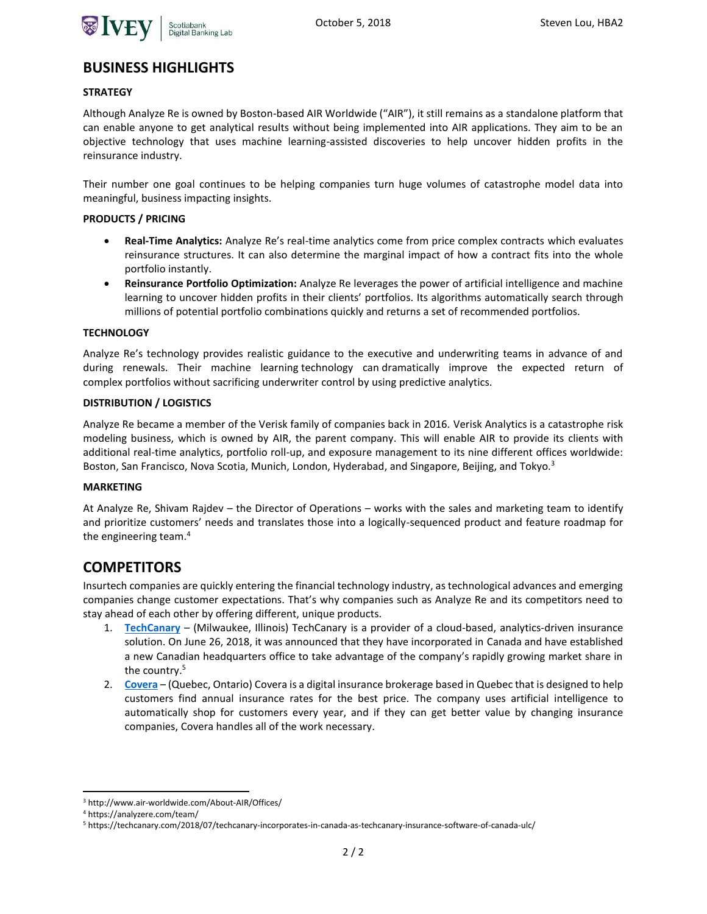# BUSINESS HIGHLIGHTS

### STRATEGY

Although Analyze Re is owned by Boston-based AIR Worldwide ("AIR"), it still remains as a standalone platform that can enable anyone to get analytical results without being implemented into AIR applications. They aim to be an objective technology that uses machine learning-assisted discoveries to help uncover hidden profits in the reinsurance industry.

Their number one goal continues to be helping companies turn huge volumes of catastrophe model data into meaningful, business impacting insights.

### PRODUCTS / PRICING

- **Real-Time Analytics:** Analyze Re's real-time analytics come from price complex contracts which evaluates reinsurance structures. It can also determine the marginal impact of how a contract fits into the whole portfolio instantly.
- **Reinsurance Portfolio Optimization:** Analyze Re leverages the power of artificial intelligence and machine learning to uncover hidden profits in their clients' portfolios. Its algorithms automatically search through millions of potential portfolio combinations quickly and returns a set of recommended portfolios.

### TECHNOLOGY

Analyze Re's technology provides realistic guidance to the executive and underwriting teams in advance of and during renewals. Their machine learning technology can dramatically improve the expected return of complex portfolios without sacrificing underwriter control by using predictive analytics.

### DISTRIBUTION / LOGISTICS

Analyze Re became a member of the Verisk family of companies back in 2016. Verisk Analytics is a catastrophe risk modeling business, which is owned by AIR, the parent company. This will enable AIR to provide its clients with additional real-time analytics, portfolio roll-up, and exposure management to its nine different offices worldwide: Boston, San Francisco, Nova Scotia, Munich, London, Hyderabad, and Singapore, Beijing, and Tokyo.[3]

### MARKETING

At Analyze Re, Shivam Rajdev – the Director of Operations – works with the sales and marketing team to identify and prioritize customers' needs and translates those into a logically-sequenced product and feature roadmap for the engineering team.[4]

# COMPETITORS

Insurtech companies are quickly entering the financial technology industry, as technological advances and emerging companies change customer expectations. That's why companies such as Analyze Re and its competitors need to stay ahead of each other by offering different, unique products.

1. **TechCanary** – (Milwaukee, Illinois) TechCanary is a provider of a cloud-based, analytics-driven insurance solution. On June 26, 2018, it was announced that they have incorporated in Canada and have established a new Canadian headquarters office to take advantage of the company's rapidly growing market share in the country.[5]
2. **Covera** – (Quebec, Ontario) Covera is a digital insurance brokerage based in Quebec that is designed to help customers find annual insurance rates for the best price. The company uses artificial intelligence to automatically shop for customers every year, and if they can get better value by changing insurance companies, Covera handles all of the work necessary.

---

[3] http://www.air-worldwide.com/About-AIR/Offices/

[4] https://analyzere.com/team/

[5] https://techcanary.com/2018/07/techcanary-incorporates-in-canada-as-techcanary-insurance-software-of-canada-ulc/